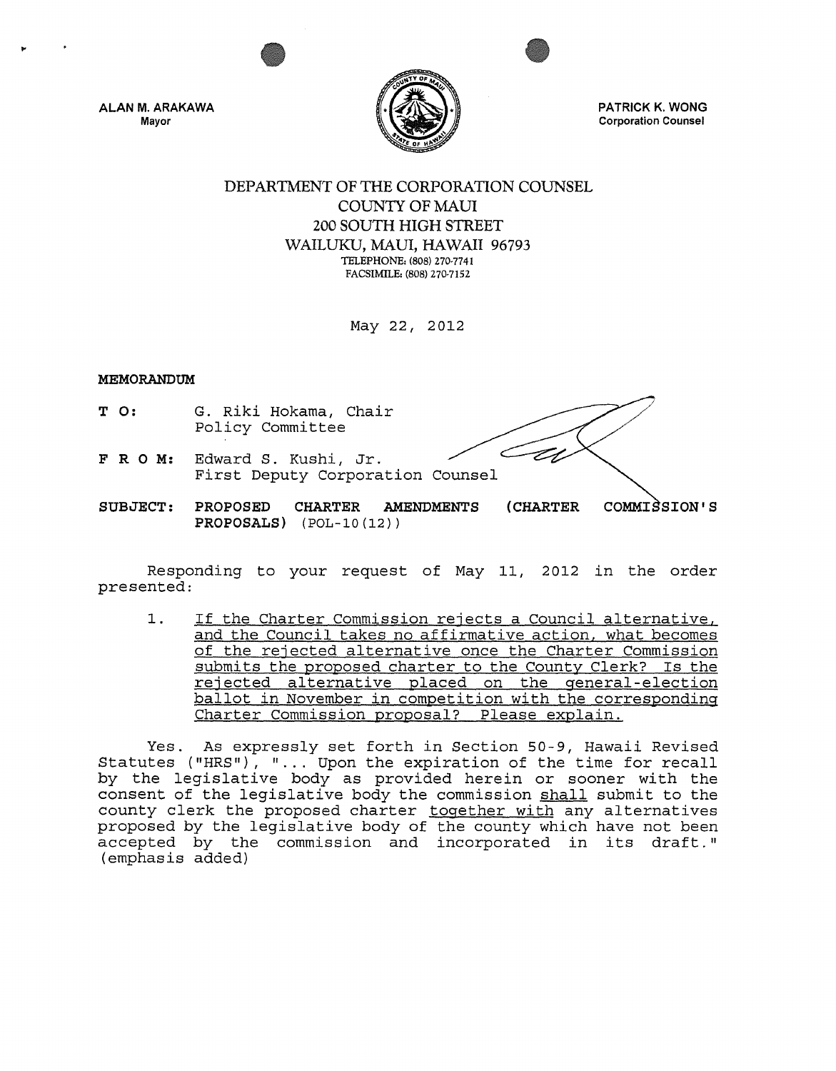ALAN M. ARAKAWA
Mayor

PATRICK K. WONG
Corporation Counsel

DEPARTMENT OF THE CORPORATION COUNSEL
COUNTY OF MAUI
200 SOUTH HIGH STREET
WAILUKU, MAUI, HAWAII 96793
TELEPHONE: (808) 270-7741
FACSIMILE: (808) 270-7152

May 22, 2012

**MEMORANDUM**

**T O:** G. Riki Hokama, Chair
Policy Committee

**F R O M:** Edward S. Kushi, Jr.
First Deputy Corporation Counsel

**SUBJECT:** **PROPOSED CHARTER AMENDMENTS (CHARTER COMMISSION'S PROPOSALS)** (POL-10(12))

Responding to your request of May 11, 2012 in the order presented:

1. <u>If the Charter Commission rejects a Council alternative, and the Council takes no affirmative action, what becomes of the rejected alternative once the Charter Commission submits the proposed charter to the County Clerk? Is the rejected alternative placed on the general-election ballot in November in competition with the corresponding Charter Commission proposal? Please explain.</u>

Yes. As expressly set forth in Section 50-9, Hawaii Revised Statutes ("HRS"), "... Upon the expiration of the time for recall by the legislative body as provided herein or sooner with the consent of the legislative body the commission <u>shall</u> submit to the county clerk the proposed charter <u>together with</u> any alternatives proposed by the legislative body of the county which have not been accepted by the commission and incorporated in its draft." (emphasis added)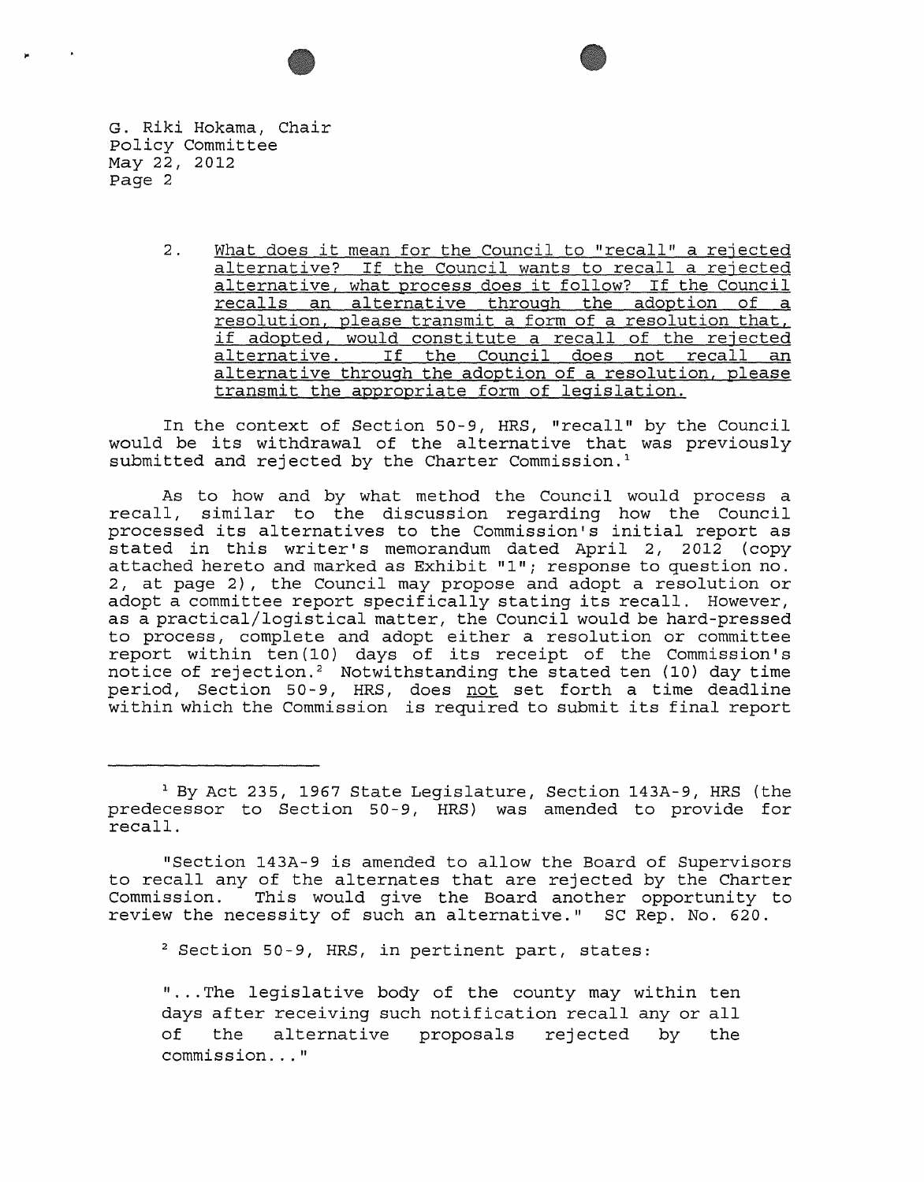2. <u>What does it mean for the Council to "recall" a rejected alternative? If the Council wants to recall a rejected alternative, what process does it follow? If the Council recalls an alternative through the adoption of a resolution, please transmit a form of a resolution that, if adopted, would constitute a recall of the rejected alternative. If the Council does not recall an alternative through the adoption of a resolution, please transmit the appropriate form of legislation.</u>

In the context of Section 50-9, HRS, "recall" by the Council would be its withdrawal of the alternative that was previously submitted and rejected by the Charter Commission.[1]

As to how and by what method the Council would process a recall, similar to the discussion regarding how the Council processed its alternatives to the Commission's initial report as stated in this writer's memorandum dated April 2, 2012 (copy attached hereto and marked as Exhibit "1"; response to question no. 2, at page 2), the Council may propose and adopt a resolution or adopt a committee report specifically stating its recall. However, as a practical/logistical matter, the Council would be hard-pressed to process, complete and adopt either a resolution or committee report within ten(10) days of its receipt of the Commission's notice of rejection.[2] Notwithstanding the stated ten (10) day time period, Section 50-9, HRS, does <u>not</u> set forth a time deadline within which the Commission is required to submit its final report

---

[1] By Act 235, 1967 State Legislature, Section 143A-9, HRS (the predecessor to Section 50-9, HRS) was amended to provide for recall.

"Section 143A-9 is amended to allow the Board of Supervisors to recall any of the alternates that are rejected by the Charter Commission. This would give the Board another opportunity to review the necessity of such an alternative." SC Rep. No. 620.

[2] Section 50-9, HRS, in pertinent part, states:

"...The legislative body of the county may within ten days after receiving such notification recall any or all of the alternative proposals rejected by the commission..."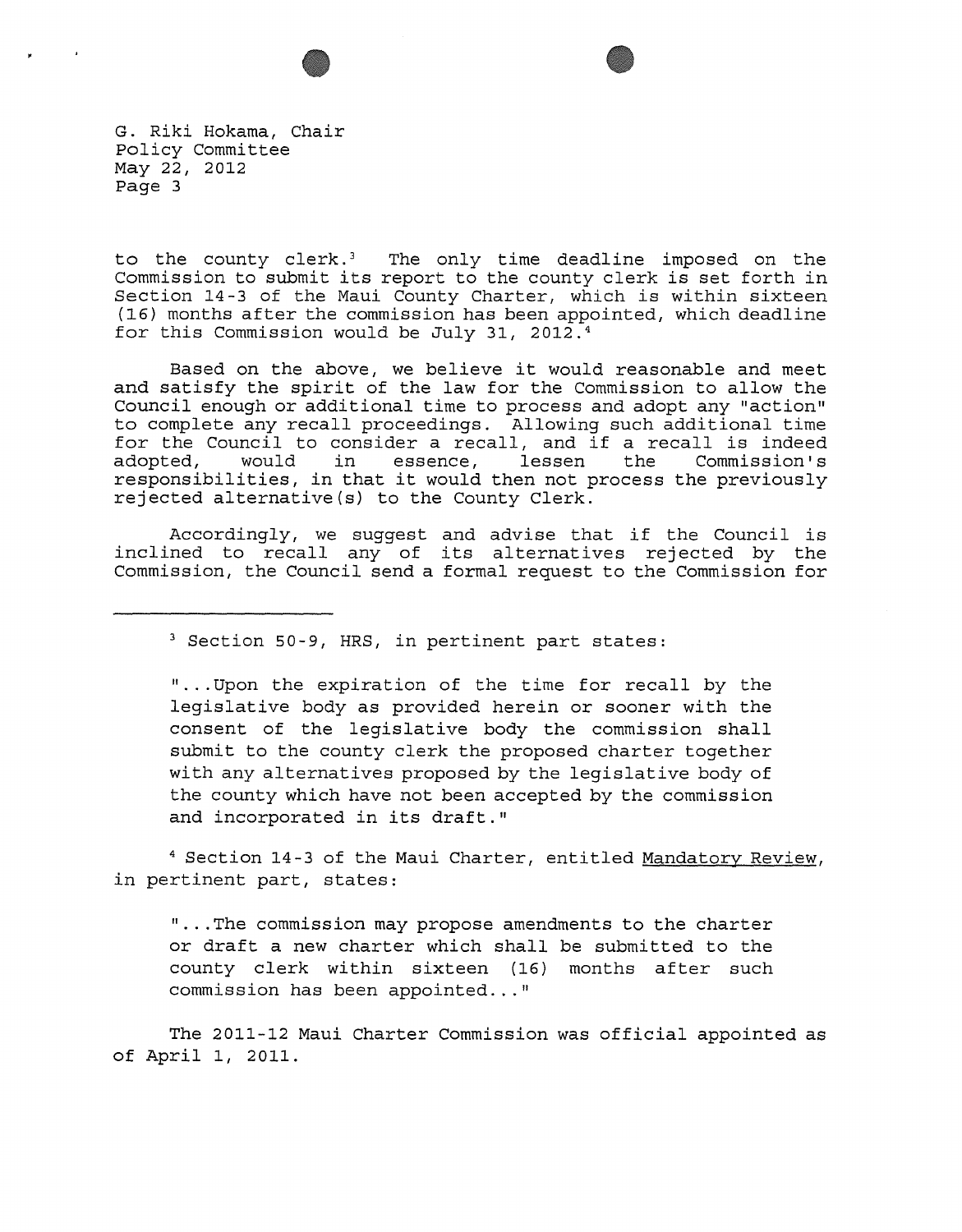to the county clerk.[3] The only time deadline imposed on the Commission to submit its report to the county clerk is set forth in Section 14-3 of the Maui County Charter, which is within sixteen (16) months after the commission has been appointed, which deadline for this Commission would be July 31, 2012.[4]

Based on the above, we believe it would reasonable and meet and satisfy the spirit of the law for the Commission to allow the Council enough or additional time to process and adopt any "action" to complete any recall proceedings. Allowing such additional time for the Council to consider a recall, and if a recall is indeed adopted, would in essence, lessen the Commission's responsibilities, in that it would then not process the previously rejected alternative(s) to the County Clerk.

Accordingly, we suggest and advise that if the Council is inclined to recall any of its alternatives rejected by the Commission, the Council send a formal request to the Commission for

---

[3] Section 50-9, HRS, in pertinent part states:

> "...Upon the expiration of the time for recall by the legislative body as provided herein or sooner with the consent of the legislative body the commission shall submit to the county clerk the proposed charter together with any alternatives proposed by the legislative body of the county which have not been accepted by the commission and incorporated in its draft."

[4] Section 14-3 of the Maui Charter, entitled Mandatory Review, in pertinent part, states:

> "...The commission may propose amendments to the charter or draft a new charter which shall be submitted to the county clerk within sixteen (16) months after such commission has been appointed..."

The 2011-12 Maui Charter Commission was official appointed as of April 1, 2011.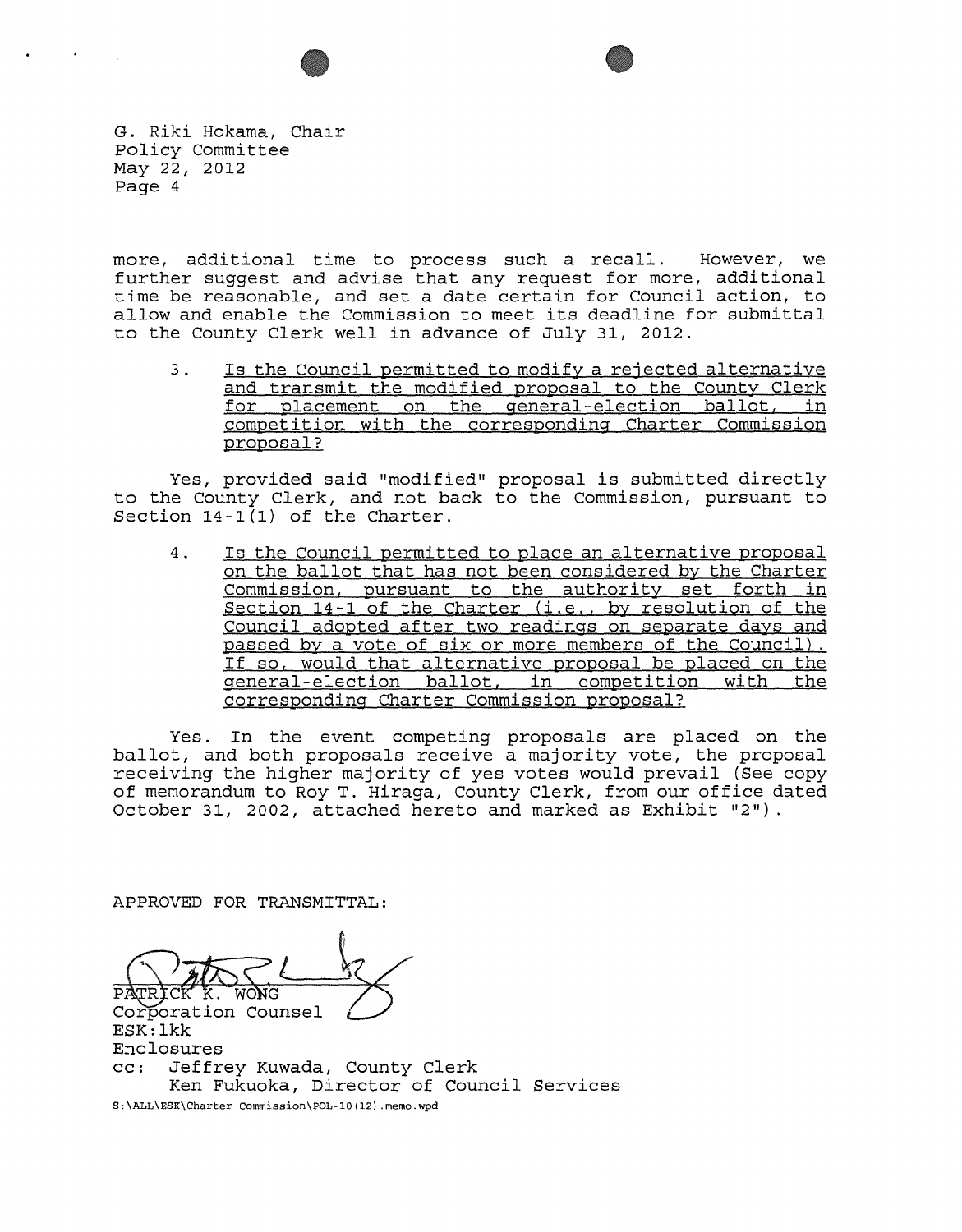G. Riki Hokama, Chair
Policy Committee
May 22, 2012
Page 4

more, additional time to process such a recall. However, we further suggest and advise that any request for more, additional time be reasonable, and set a date certain for Council action, to allow and enable the Commission to meet its deadline for submittal to the County Clerk well in advance of July 31, 2012.

3. Is the Council permitted to modify a rejected alternative and transmit the modified proposal to the County Clerk for placement on the general-election ballot, in competition with the corresponding Charter Commission proposal?

Yes, provided said "modified" proposal is submitted directly to the County Clerk, and not back to the Commission, pursuant to Section 14-1(1) of the Charter.

4. Is the Council permitted to place an alternative proposal on the ballot that has not been considered by the Charter Commission, pursuant to the authority set forth in Section 14-1 of the Charter (i.e., by resolution of the Council adopted after two readings on separate days and passed by a vote of six or more members of the Council). If so, would that alternative proposal be placed on the general-election ballot, in competition with the corresponding Charter Commission proposal?

Yes. In the event competing proposals are placed on the ballot, and both proposals receive a majority vote, the proposal receiving the higher majority of yes votes would prevail (See copy of memorandum to Roy T. Hiraga, County Clerk, from our office dated October 31, 2002, attached hereto and marked as Exhibit "2").

APPROVED FOR TRANSMITTAL:

PATRICK K. WONG
Corporation Counsel

ESK:lkk
Enclosures
cc: Jeffrey Kuwada, County Clerk
Ken Fukuoka, Director of Council Services

S:\ALL\ESK\Charter Commission\POL-10(12).memo.wpd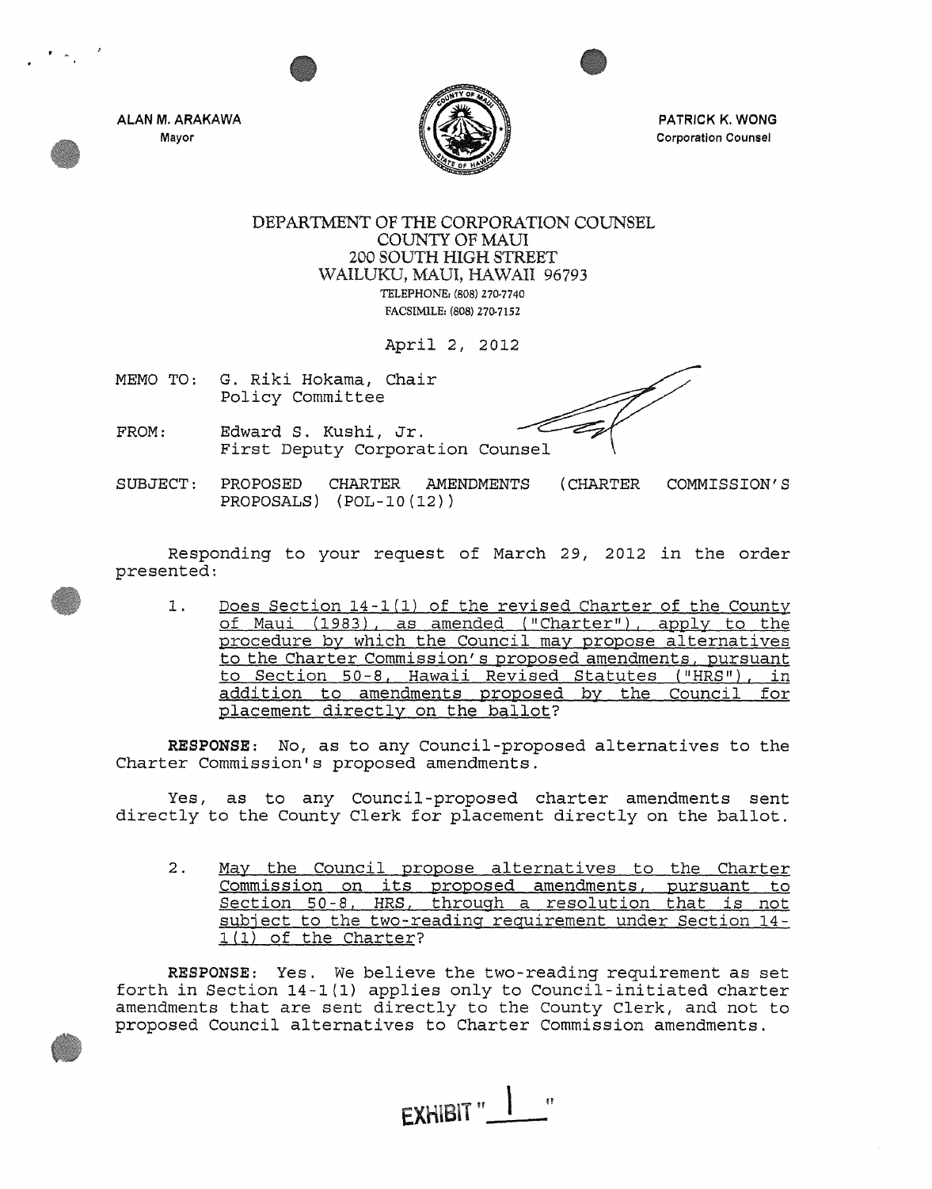ALAN M. ARAKAWA
Mayor

PATRICK K. WONG
Corporation Counsel

DEPARTMENT OF THE CORPORATION COUNSEL
COUNTY OF MAUI
200 SOUTH HIGH STREET
WAILUKU, MAUI, HAWAII 96793
TELEPHONE: (808) 270-7740
FACSIMILE: (808) 270-7152

April 2, 2012

MEMO TO: G. Riki Hokama, Chair
Policy Committee

FROM: Edward S. Kushi, Jr.
First Deputy Corporation Counsel

SUBJECT: PROPOSED CHARTER AMENDMENTS (CHARTER COMMISSION'S PROPOSALS) (POL-10(12))

Responding to your request of March 29, 2012 in the order presented:

1. Does Section 14-1(1) of the revised Charter of the County of Maui (1983), as amended ("Charter"), apply to the procedure by which the Council may propose alternatives to the Charter Commission's proposed amendments, pursuant to Section 50-8, Hawaii Revised Statutes ("HRS"), in addition to amendments proposed by the Council for placement directly on the ballot?

**RESPONSE**: No, as to any Council-proposed alternatives to the Charter Commission's proposed amendments.

Yes, as to any Council-proposed charter amendments sent directly to the County Clerk for placement directly on the ballot.

2. May the Council propose alternatives to the Charter Commission on its proposed amendments, pursuant to Section 50-8, HRS, through a resolution that is not subject to the two-reading requirement under Section 14-1(1) of the Charter?

**RESPONSE**: Yes. We believe the two-reading requirement as set forth in Section 14-1(1) applies only to Council-initiated charter amendments that are sent directly to the County Clerk, and not to proposed Council alternatives to Charter Commission amendments.

EXHIBIT "1"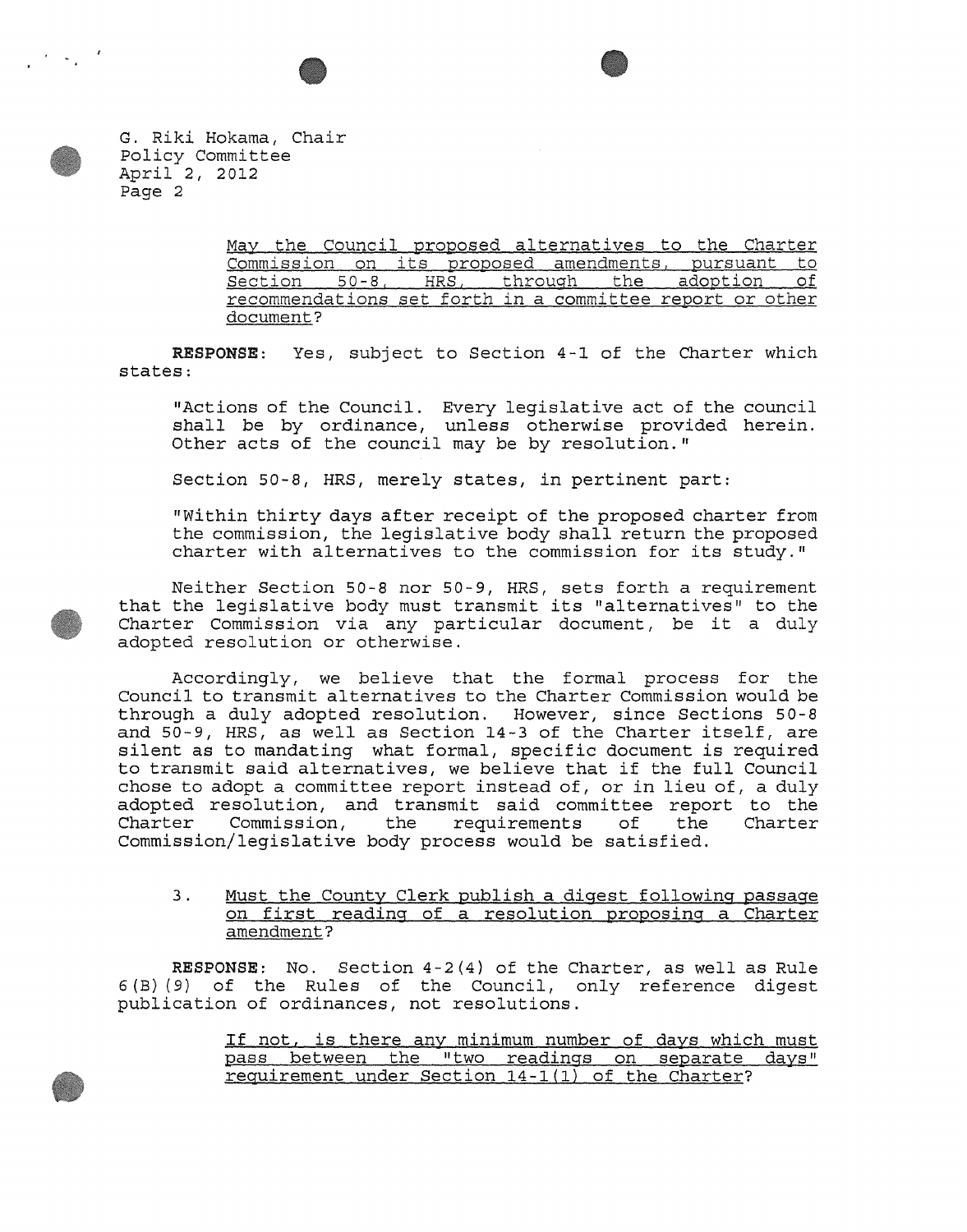May the Council proposed alternatives to the Charter Commission on its proposed amendments, pursuant to Section 50-8, HRS, through the adoption of recommendations set forth in a committee report or other document?

**RESPONSE**: Yes, subject to Section 4-1 of the Charter which states:

"Actions of the Council. Every legislative act of the council shall be by ordinance, unless otherwise provided herein. Other acts of the council may be by resolution."

Section 50-8, HRS, merely states, in pertinent part:

"Within thirty days after receipt of the proposed charter from the commission, the legislative body shall return the proposed charter with alternatives to the commission for its study."

Neither Section 50-8 nor 50-9, HRS, sets forth a requirement that the legislative body must transmit its "alternatives" to the Charter Commission via any particular document, be it a duly adopted resolution or otherwise.

Accordingly, we believe that the formal process for the Council to transmit alternatives to the Charter Commission would be through a duly adopted resolution. However, since Sections 50-8 and 50-9, HRS, as well as Section 14-3 of the Charter itself, are silent as to mandating what formal, specific document is required to transmit said alternatives, we believe that if the full Council chose to adopt a committee report instead of, or in lieu of, a duly adopted resolution, and transmit said committee report to the Charter Commission, the requirements of the Charter Commission/legislative body process would be satisfied.

3. Must the County Clerk publish a digest following passage on first reading of a resolution proposing a Charter amendment?

**RESPONSE**: No. Section 4-2(4) of the Charter, as well as Rule 6(B)(9) of the Rules of the Council, only reference digest publication of ordinances, not resolutions.

If not, is there any minimum number of days which must pass between the "two readings on separate days" requirement under Section 14-1(1) of the Charter?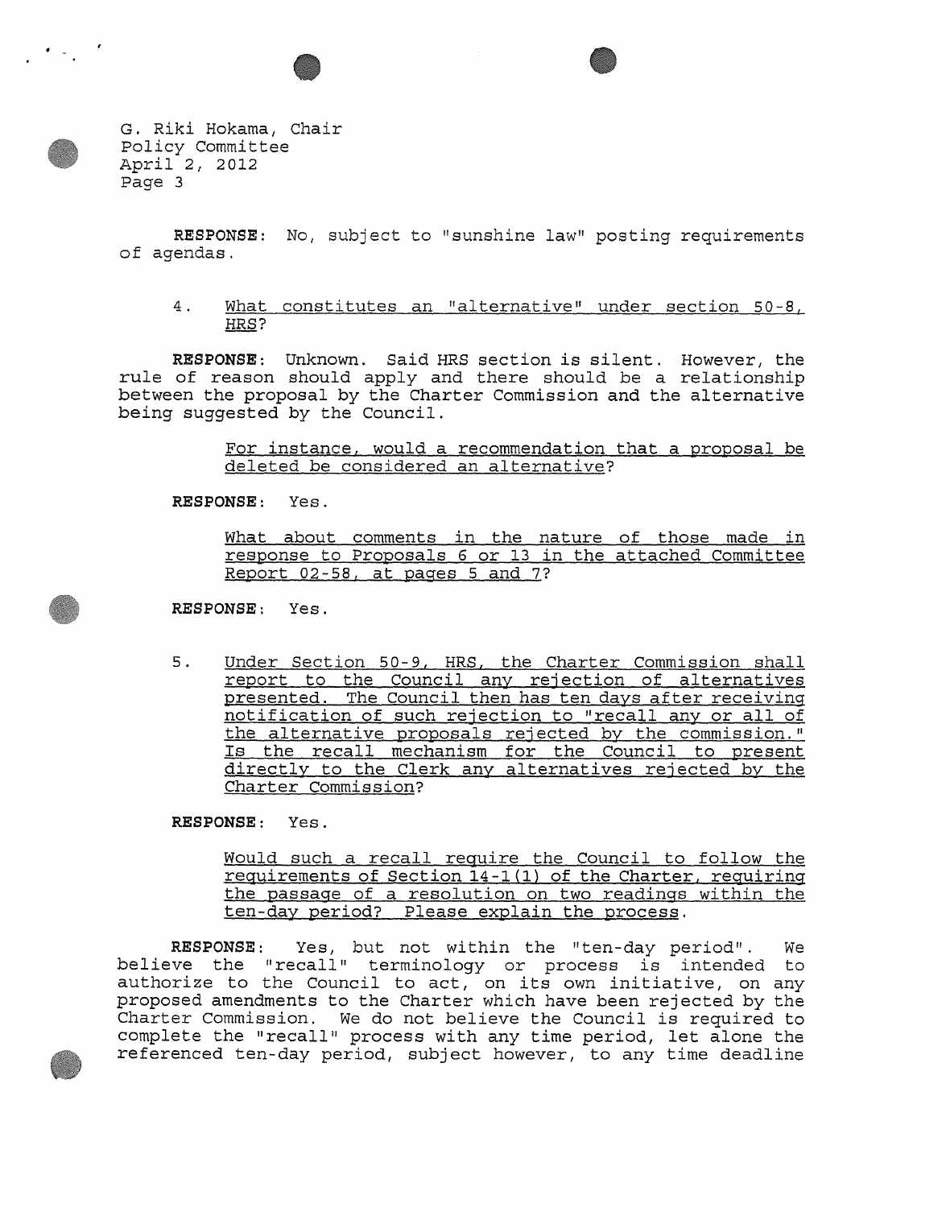G. Riki Hokama, Chair
Policy Committee
April 2, 2012
Page 3

**RESPONSE**: No, subject to "sunshine law" posting requirements of agendas.

4. <u>What constitutes an "alternative" under section 50-8, HRS?</u>

**RESPONSE**: Unknown. Said HRS section is silent. However, the rule of reason should apply and there should be a relationship between the proposal by the Charter Commission and the alternative being suggested by the Council.

> <u>For instance, would a recommendation that a proposal be deleted be considered an alternative?</u>

**RESPONSE**: Yes.

> <u>What about comments in the nature of those made in response to Proposals 6 or 13 in the attached Committee Report 02-58, at pages 5 and 7?</u>

**RESPONSE**: Yes.

5. <u>Under Section 50-9, HRS, the Charter Commission shall report to the Council any rejection of alternatives presented. The Council then has ten days after receiving notification of such rejection to "recall any or all of the alternative proposals rejected by the commission." Is the recall mechanism for the Council to present directly to the Clerk any alternatives rejected by the Charter Commission?</u>

**RESPONSE**: Yes.

> <u>Would such a recall require the Council to follow the requirements of Section 14-1(1) of the Charter, requiring the passage of a resolution on two readings within the ten-day period? Please explain the process.</u>

**RESPONSE**: Yes, but not within the "ten-day period". We believe the "recall" terminology or process is intended to authorize to the Council to act, on its own initiative, on any proposed amendments to the Charter which have been rejected by the Charter Commission. We do not believe the Council is required to complete the "recall" process with any time period, let alone the referenced ten-day period, subject however, to any time deadline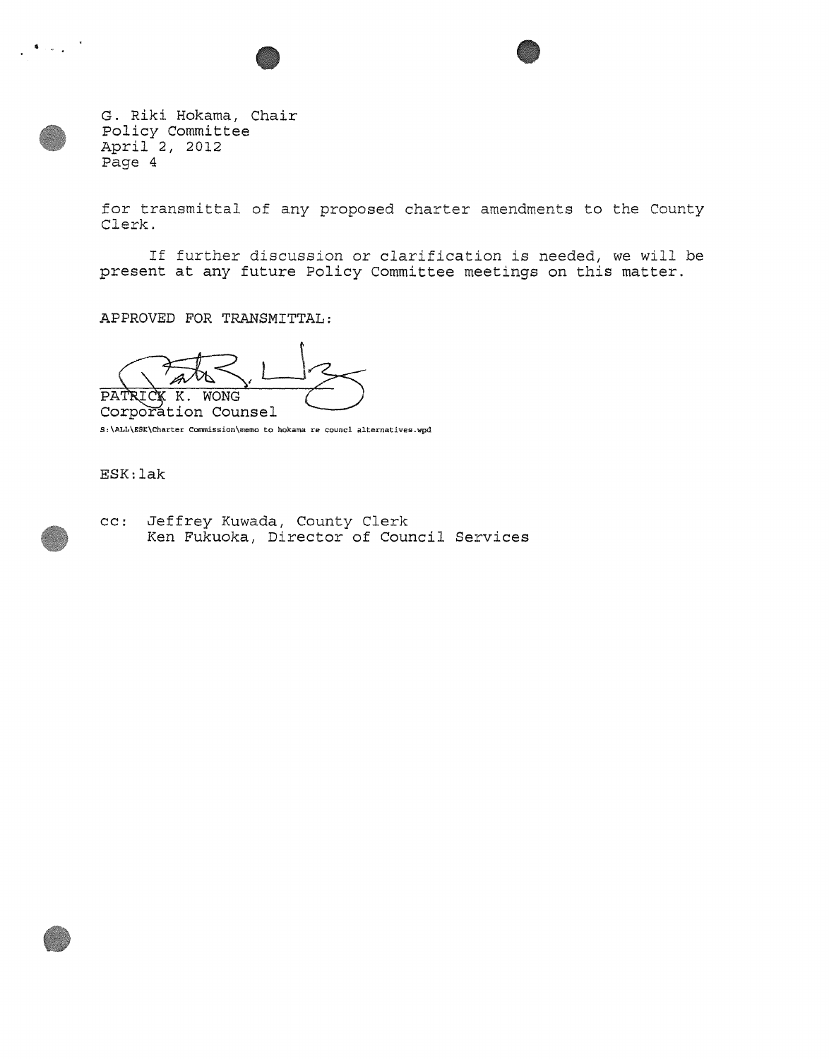G. Riki Hokama, Chair
Policy Committee
April 2, 2012
Page 4

for transmittal of any proposed charter amendments to the County Clerk.

If further discussion or clarification is needed, we will be present at any future Policy Committee meetings on this matter.

APPROVED FOR TRANSMITTAL:

PATRICK K. WONG
Corporation Counsel

S:\ALL\ESK\Charter Commission\memo to hokama re councl alternatives.wpd

ESK:lak

cc: Jeffrey Kuwada, County Clerk
Ken Fukuoka, Director of Council Services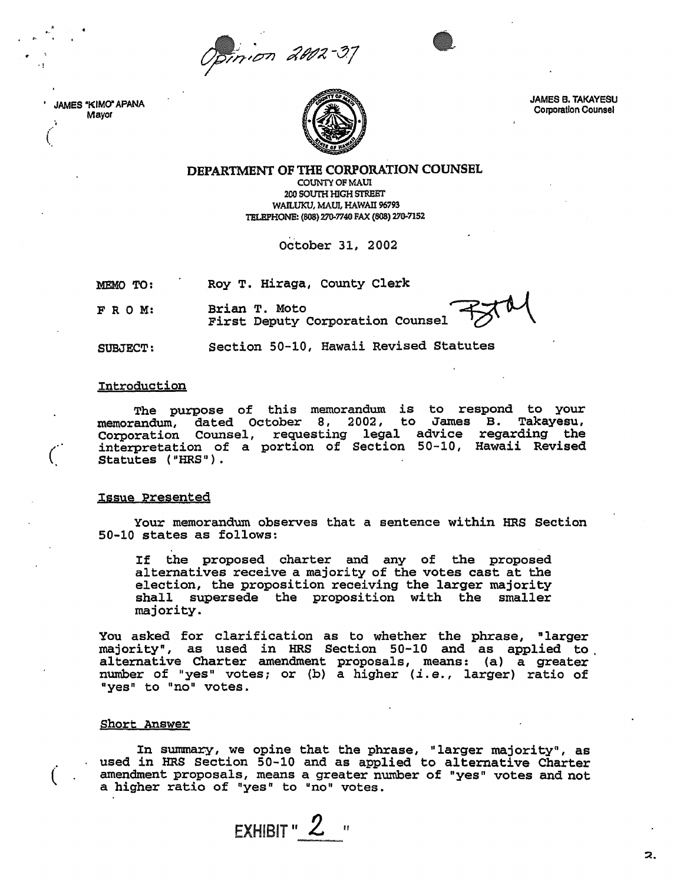Opinion 2002-37

JAMES "KIMO" APANA
Mayor

JAMES B. TAKAYESU
Corporation Counsel

**DEPARTMENT OF THE CORPORATION COUNSEL**
COUNTY OF MAUI
200 SOUTH HIGH STREET
WAILUKU, MAUI, HAWAII 96793
TELEPHONE: (808) 270-7740 FAX (808) 270-7152

October 31, 2002

MEMO TO: Roy T. Hiraga, County Clerk

F R O M: Brian T. Moto
First Deputy Corporation Counsel

SUBJECT: Section 50-10, Hawaii Revised Statutes

## Introduction

The purpose of this memorandum is to respond to your memorandum, dated October 8, 2002, to James B. Takayesu, Corporation Counsel, requesting legal advice regarding the interpretation of a portion of Section 50-10, Hawaii Revised Statutes ("HRS").

## Issue Presented

Your memorandum observes that a sentence within HRS Section 50-10 states as follows:

> If the proposed charter and any of the proposed alternatives receive a majority of the votes cast at the election, the proposition receiving the larger majority shall supersede the proposition with the smaller majority.

You asked for clarification as to whether the phrase, "larger majority", as used in HRS Section 50-10 and as applied to alternative Charter amendment proposals, means: (a) a greater number of "yes" votes; or (b) a higher (*i.e.*, larger) ratio of "yes" to "no" votes.

## Short Answer

In summary, we opine that the phrase, "larger majority", as used in HRS Section 50-10 and as applied to alternative Charter amendment proposals, means a greater number of "yes" votes and not a higher ratio of "yes" to "no" votes.

EXHIBIT " 2 "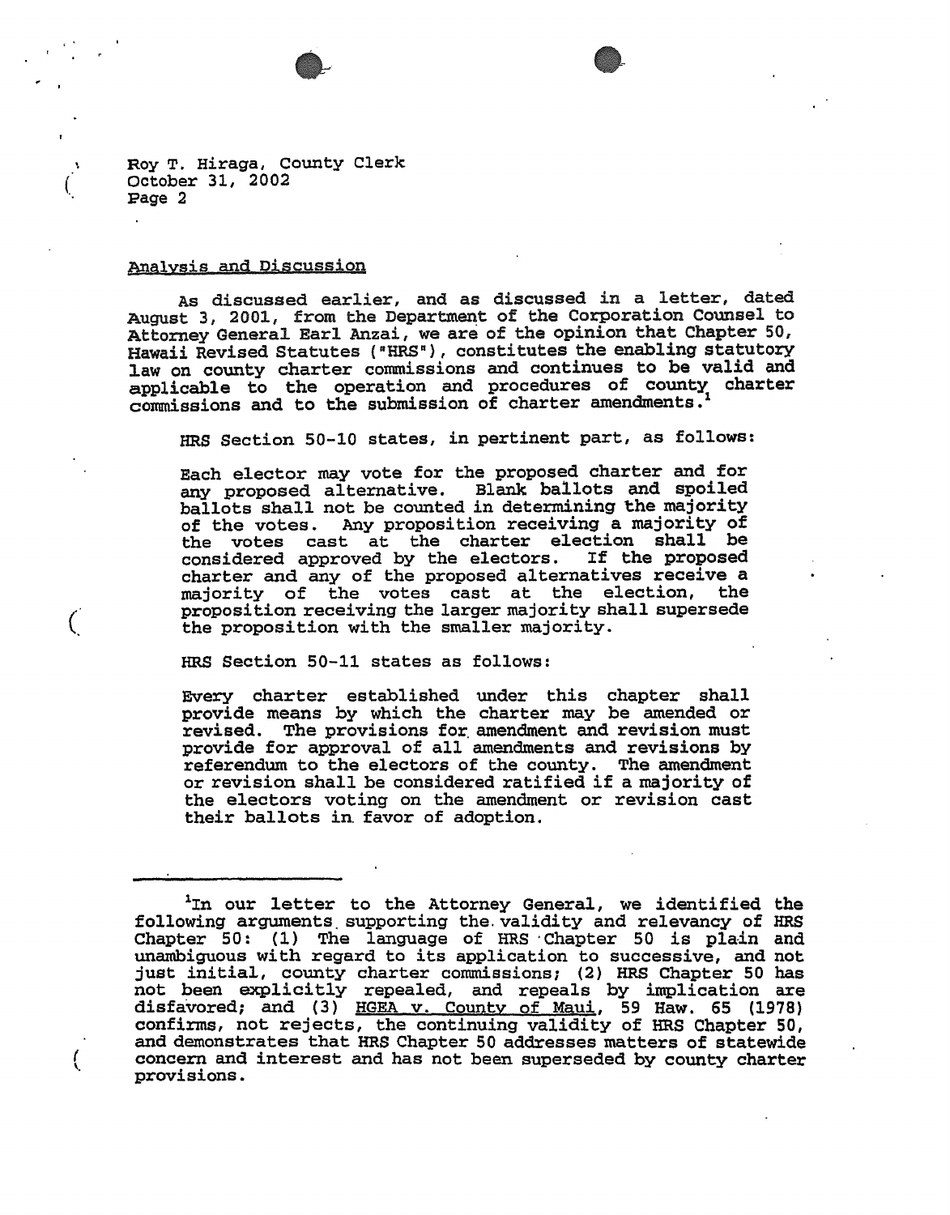## Analysis and Discussion

As discussed earlier, and as discussed in a letter, dated August 3, 2001, from the Department of the Corporation Counsel to Attorney General Earl Anzai, we are of the opinion that Chapter 50, Hawaii Revised Statutes ("HRS"), constitutes the enabling statutory law on county charter commissions and continues to be valid and applicable to the operation and procedures of county charter commissions and to the submission of charter amendments.[1]

HRS Section 50-10 states, in pertinent part, as follows:

> Each elector may vote for the proposed charter and for any proposed alternative. Blank ballots and spoiled ballots shall not be counted in determining the majority of the votes. Any proposition receiving a majority of the votes cast at the charter election shall be considered approved by the electors. If the proposed charter and any of the proposed alternatives receive a majority of the votes cast at the election, the proposition receiving the larger majority shall supersede the proposition with the smaller majority.

HRS Section 50-11 states as follows:

> Every charter established under this chapter shall provide means by which the charter may be amended or revised. The provisions for amendment and revision must provide for approval of all amendments and revisions by referendum to the electors of the county. The amendment or revision shall be considered ratified if a majority of the electors voting on the amendment or revision cast their ballots in favor of adoption.

---

[1] In our letter to the Attorney General, we identified the following arguments supporting the validity and relevancy of HRS Chapter 50: (1) The language of HRS Chapter 50 is plain and unambiguous with regard to its application to successive, and not just initial, county charter commissions; (2) HRS Chapter 50 has not been explicitly repealed, and repeals by implication are disfavored; and (3) HGEA v. County of Maui, 59 Haw. 65 (1978) confirms, not rejects, the continuing validity of HRS Chapter 50, and demonstrates that HRS Chapter 50 addresses matters of statewide concern and interest and has not been superseded by county charter provisions.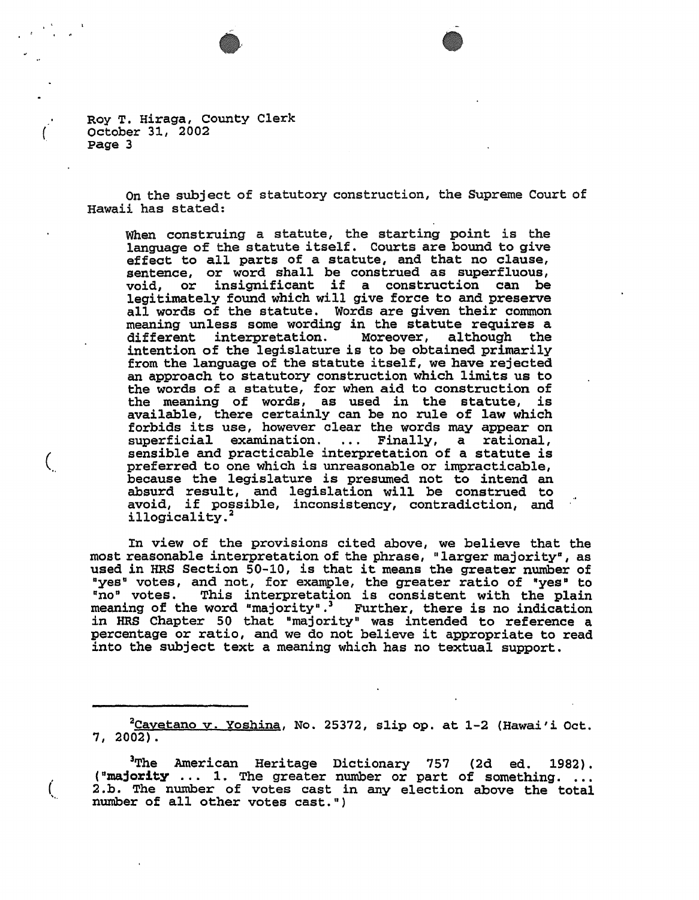On the subject of statutory construction, the Supreme Court of Hawaii has stated:

> When construing a statute, the starting point is the language of the statute itself. Courts are bound to give effect to all parts of a statute, and that no clause, sentence, or word shall be construed as superfluous, void, or insignificant if a construction can be legitimately found which will give force to and preserve all words of the statute. Words are given their common meaning unless some wording in the statute requires a different interpretation. Moreover, although the intention of the legislature is to be obtained primarily from the language of the statute itself, we have rejected an approach to statutory construction which limits us to the words of a statute, for when aid to construction of the meaning of words, as used in the statute, is available, there certainly can be no rule of law which forbids its use, however clear the words may appear on superficial examination. ... Finally, a rational, sensible and practicable interpretation of a statute is preferred to one which is unreasonable or impracticable, because the legislature is presumed not to intend an absurd result, and legislation will be construed to avoid, if possible, inconsistency, contradiction, and illogicality.[2]

In view of the provisions cited above, we believe that the most reasonable interpretation of the phrase, "larger majority", as used in HRS Section 50-10, is that it means the greater number of "yes" votes, and not, for example, the greater ratio of "yes" to "no" votes. This interpretation is consistent with the plain meaning of the word "majority".[3] Further, there is no indication in HRS Chapter 50 that "majority" was intended to reference a percentage or ratio, and we do not believe it appropriate to read into the subject text a meaning which has no textual support.

---

[2] Cayetano v. Yoshina, No. 25372, slip op. at 1-2 (Hawai'i Oct. 7, 2002).

[3] The American Heritage Dictionary 757 (2d ed. 1982). ("**majority** ... 1. The greater number or part of something. ... 2.b. The number of votes cast in any election above the total number of all other votes cast.")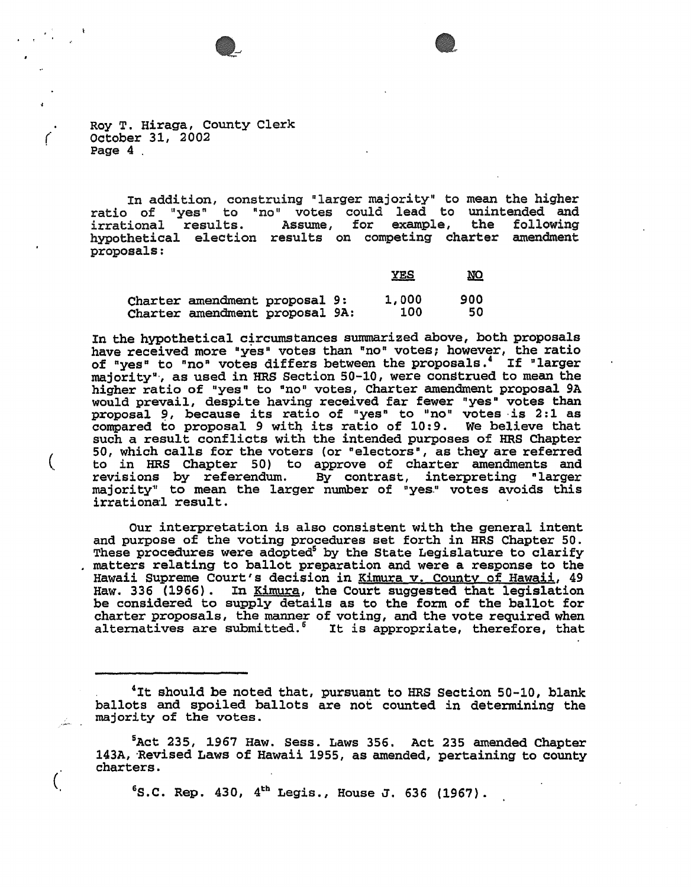Roy T. Hiraga, County Clerk
October 31, 2002
Page 4

In addition, construing "larger majority" to mean the higher ratio of "yes" to "no" votes could lead to unintended and irrational results. Assume, for example, the following hypothetical election results on competing charter amendment proposals:

| | YES | NO |
|---|---|---|
| Charter amendment proposal 9: | 1,000 | 900 |
| Charter amendment proposal 9A: | 100 | 50 |

In the hypothetical circumstances summarized above, both proposals have received more "yes" votes than "no" votes; however, the ratio of "yes" to "no" votes differs between the proposals.[4] If "larger majority", as used in HRS Section 50-10, were construed to mean the higher ratio of "yes" to "no" votes, Charter amendment proposal 9A would prevail, despite having received far fewer "yes" votes than proposal 9, because its ratio of "yes" to "no" votes is 2:1 as compared to proposal 9 with its ratio of 10:9. We believe that such a result conflicts with the intended purposes of HRS Chapter 50, which calls for the voters (or "electors", as they are referred to in HRS Chapter 50) to approve of charter amendments and revisions by referendum. By contrast, interpreting "larger majority" to mean the larger number of "yes" votes avoids this irrational result.

Our interpretation is also consistent with the general intent and purpose of the voting procedures set forth in HRS Chapter 50. These procedures were adopted[5] by the State Legislature to clarify matters relating to ballot preparation and were a response to the Hawaii Supreme Court's decision in Kimura v. County of Hawaii, 49 Haw. 336 (1966). In Kimura, the Court suggested that legislation be considered to supply details as to the form of the ballot for charter proposals, the manner of voting, and the vote required when alternatives are submitted.[6] It is appropriate, therefore, that

---

[4]It should be noted that, pursuant to HRS Section 50-10, blank ballots and spoiled ballots are not counted in determining the majority of the votes.

[5]Act 235, 1967 Haw. Sess. Laws 356. Act 235 amended Chapter 143A, Revised Laws of Hawaii 1955, as amended, pertaining to county charters.

[6]S.C. Rep. 430, 4th Legis., House J. 636 (1967).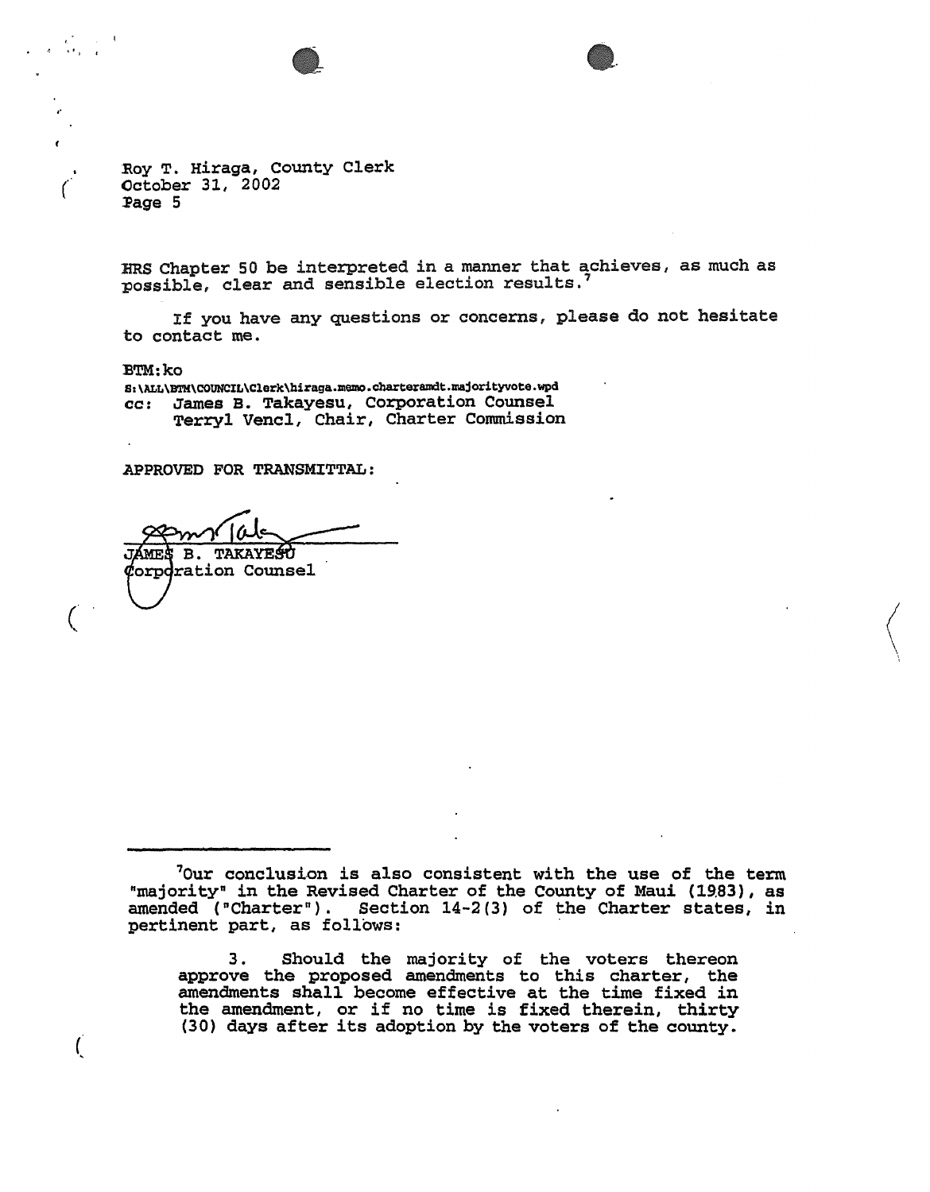HRS Chapter 50 be interpreted in a manner that achieves, as much as possible, clear and sensible election results.[7]

If you have any questions or concerns, please do not hesitate to contact me.

BTM:ko
S:\ALL\BTM\COUNCIL\Clerk\hiraga.memo.charteramdt.majorityvote.wpd
cc: James B. Takayesu, Corporation Counsel
Terryl Vencl, Chair, Charter Commission

APPROVED FOR TRANSMITTAL:

JAMES B. TAKAYESU
Corporation Counsel

---

[7]Our conclusion is also consistent with the use of the term "majority" in the Revised Charter of the County of Maui (1983), as amended ("Charter"). Section 14-2(3) of the Charter states, in pertinent part, as follows:

> 3. Should the majority of the voters thereon approve the proposed amendments to this charter, the amendments shall become effective at the time fixed in the amendment, or if no time is fixed therein, thirty (30) days after its adoption by the voters of the county.